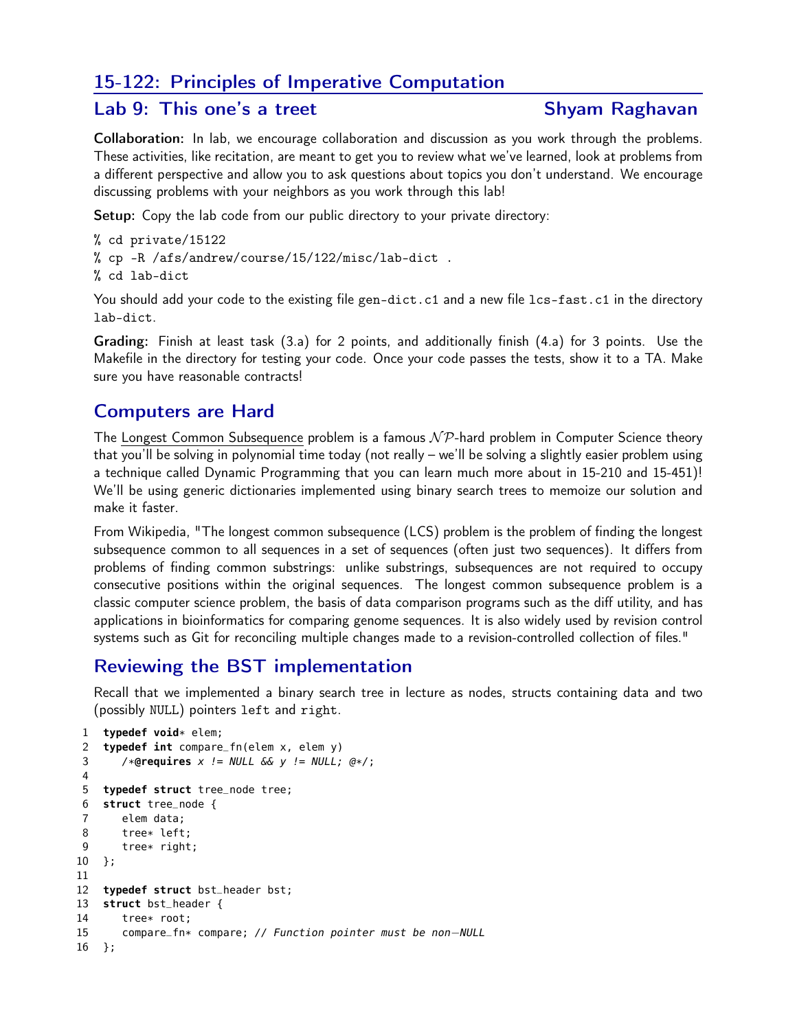# 15-122: Principles of Imperative Computation

## Lab 9: This one's a treet — Shyam Raghavan

**Collaboration:** In lab, we encourage collaboration and discussion as you work through the problems. These activities, like recitation, are meant to get you to review what we've learned, look at problems from a different perspective and allow you to ask questions about topics you don't understand. We encourage discussing problems with your neighbors as you work through this lab!

**Setup:** Copy the lab code from our public directory to your private directory:

```
% cd private/15122
% cp -R /afs/andrew/course/15/122/misc/lab-dict .
% cd lab-dict
```

You should add your code to the existing file `gen-dict.c1` and a new file `lcs-fast.c1` in the directory `lab-dict`.

**Grading:** Finish at least task (3.a) for 2 points, and additionally finish (4.a) for 3 points. Use the Makefile in the directory for testing your code. Once your code passes the tests, show it to a TA. Make sure you have reasonable contracts!

## Computers are Hard

The Longest Common Subsequence problem is a famous $\mathcal{NP}$-hard problem in Computer Science theory that you'll be solving in polynomial time today (not really – we'll be solving a slightly easier problem using a technique called Dynamic Programming that you can learn much more about in 15-210 and 15-451)! We'll be using generic dictionaries implemented using binary search trees to memoize our solution and make it faster.

From Wikipedia, "The longest common subsequence (LCS) problem is the problem of finding the longest subsequence common to all sequences in a set of sequences (often just two sequences). It differs from problems of finding common substrings: unlike substrings, subsequences are not required to occupy consecutive positions within the original sequences. The longest common subsequence problem is a classic computer science problem, the basis of data comparison programs such as the diff utility, and has applications in bioinformatics for comparing genome sequences. It is also widely used by revision control systems such as Git for reconciling multiple changes made to a revision-controlled collection of files."

## Reviewing the BST implementation

Recall that we implemented a binary search tree in lecture as nodes, structs containing data and two (possibly NULL) pointers `left` and `right`.

```
1  typedef void* elem;
2  typedef int compare_fn(elem x, elem y)
3     /*@requires x != NULL && y != NULL; @*/;
4
5  typedef struct tree_node tree;
6  struct tree_node {
7     elem data;
8     tree* left;
9     tree* right;
10 };
11
12 typedef struct bst_header bst;
13 struct bst_header {
14    tree* root;
15    compare_fn* compare; // Function pointer must be non-NULL
16 };
```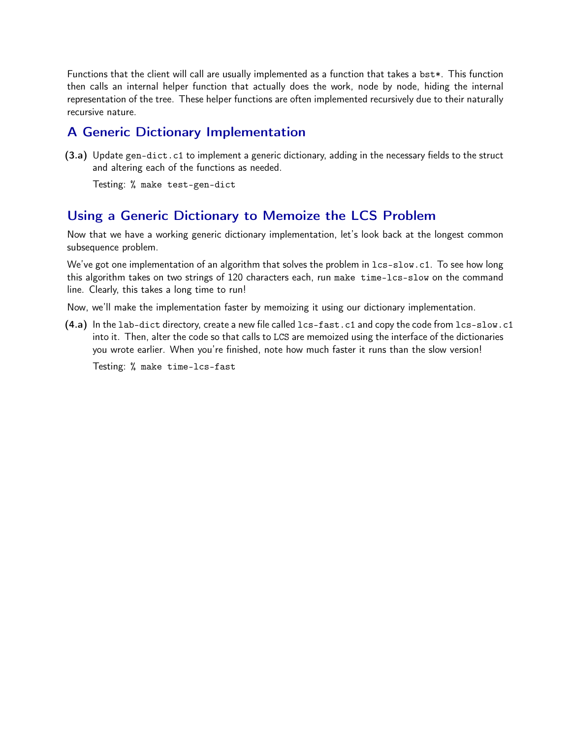Functions that the client will call are usually implemented as a function that takes a `bst*`. This function then calls an internal helper function that actually does the work, node by node, hiding the internal representation of the tree. These helper functions are often implemented recursively due to their naturally recursive nature.

## A Generic Dictionary Implementation

**(3.a)** Update `gen-dict.c1` to implement a generic dictionary, adding in the necessary fields to the struct and altering each of the functions as needed.

Testing: `% make test-gen-dict`

## Using a Generic Dictionary to Memoize the LCS Problem

Now that we have a working generic dictionary implementation, let's look back at the longest common subsequence problem.

We've got one implementation of an algorithm that solves the problem in `lcs-slow.c1`. To see how long this algorithm takes on two strings of 120 characters each, run `make time-lcs-slow` on the command line. Clearly, this takes a long time to run!

Now, we'll make the implementation faster by memoizing it using our dictionary implementation.

**(4.a)** In the `lab-dict` directory, create a new file called `lcs-fast.c1` and copy the code from `lcs-slow.c1` into it. Then, alter the code so that calls to LCS are memoized using the interface of the dictionaries you wrote earlier. When you're finished, note how much faster it runs than the slow version!

Testing: `% make time-lcs-fast`